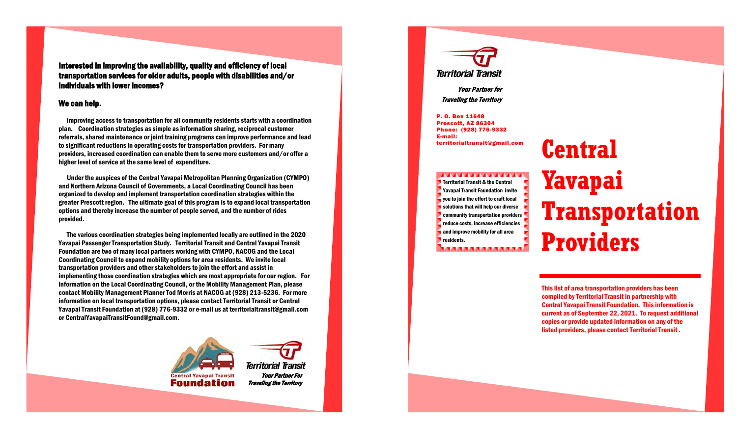**Interested in improving the availability, quality and efficiency of local transportation services for older adults, people with disabilities and/or individuals with lower incomes?**

**We can help.**

Improving access to transportation for all community residents starts with a coordination plan. Coordination strategies as simple as information sharing, reciprocal customer referrals, shared maintenance or joint training programs can improve performance and lead to significant reductions in operating costs for transportation providers. For many providers, increased coordination can enable them to serve more customers and/or offer a higher level of service at the same level of expenditure.

Under the auspices of the Central Yavapai Metropolitan Planning Organization (CYMPO) and Northern Arizona Council of Governments, a Local Coordinating Council has been organized to develop and implement transportation coordination strategies within the greater Prescott region. The ultimate goal of this program is to expand local transportation options and thereby increase the number of people served, and the number of rides provided.

The various coordination strategies being implemented locally are outlined in the 2020 Yavapai Passenger Transportation Study. Territorial Transit and Central Yavapai Transit Foundation are two of many local partners working with CYMPO, NACOG and the Local Coordinating Council to expand mobility options for area residents. We invite local transportation providers and other stakeholders to join the effort and assist in implementing those coordination strategies which are most appropriate for our region. For information on the Local Coordinating Council, or the Mobility Management Plan, please contact Mobility Management Planner Tod Morris at NACOG at (928) 213-5236. For more information on local transportation options, please contact Territorial Transit or Central Yavapai Transit Foundation at (928) 776-9332 or e-mail us at territorialtransit@gmail.com or CentralYavapaiTransitFound@gmail.com.

Central Yavapai Transit **Foundation**

Territorial Transit
*Your Partner For Traveling the Territory*

Territorial Transit

*Your Partner for Traveling the Territory*

**P. O. Box 11648**
**Prescott, AZ 86304**
**Phone: (928) 776-9332**
**E-mail: territorialtransit@gmail.com**

Territorial Transit & the Central Yavapai Transit Foundation invite you to join the effort to craft local solutions that will help our diverse community transportation providers reduce costs, increase efficiencies and improve mobility for all area residents.

# Central Yavapai Transportation Providers

**This list of area transportation providers has been compiled by Territorial Transit in partnership with Central Yavapai Transit Foundation. This information is current as of September 22, 2021. To request additional copies or provide updated information on any of the listed providers, please contact Territorial Transit .**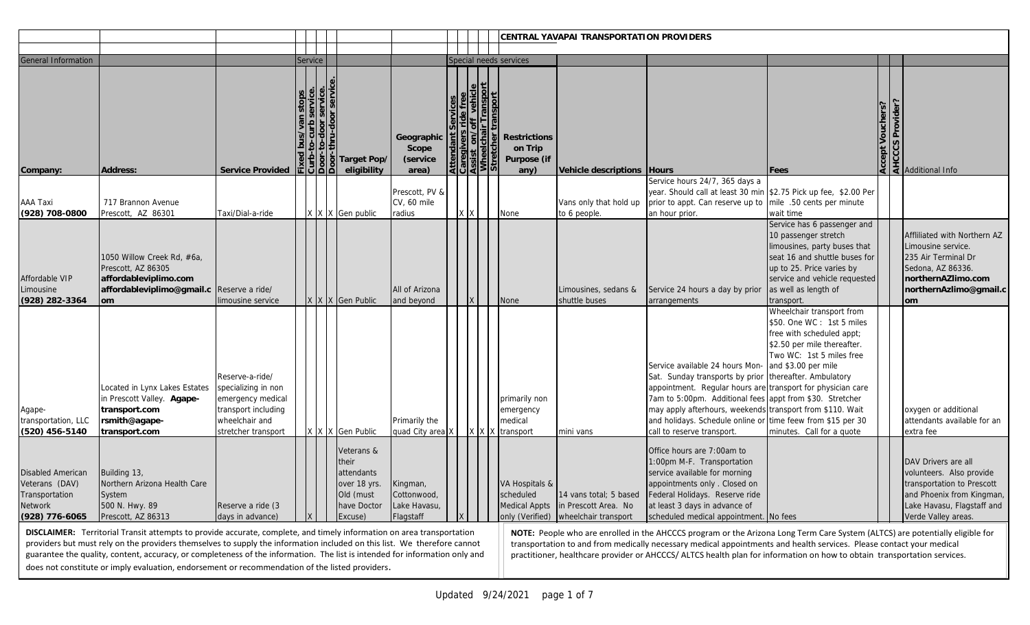# CENTRAL YAVAPAI TRANSPORTATION PROVIDERS

| General Information | | | Service | | | | | | Special needs services | | | | | | | | | | |
|---|---|---|---|---|---|---|---|---|---|---|---|---|---|---|---|---|---|---|---|
| Company: | Address: | Service Provided | Fixed bus/van stops | Curb-to-curb service. | Door-to-door service. | Door-thru-door service. | Target Pop/ eligibility | Geographic Scope (service area) | Attendant Services | Caregivers ride free | Assist on/off vehicle | Wheelchair Transport | Stretcher transport | Restrictions on Trip Purpose (if any) | Vehicle descriptions | Hours | Fees | Accept Vouchers? | AHCCCS Provider? | Additional Info |
| AAA Taxi **(928) 708-0800** | 717 Brannon Avenue Prescott, AZ 86301 | Taxi/Dial-a-ride | | X | X | X | Gen public | Prescott, PV & CV, 60 mile radius | | X | X | | | None | Vans only that hold up to 6 people. | Service hours 24/7, 365 days a year. Should call at least 30 min prior to appt. Can reserve up to an hour prior. | $2.75 Pick up fee, $2.00 Per mile .50 cents per minute wait time | | | |
| Affordable VIP Limousine **(928) 282-3364** | 1050 Willow Creek Rd, #6a, Prescott, AZ 86305 **affordableviplimo.com** **affordableviplimo@gmail.com** | Reserve a ride/ limousine service | | X | X | X | Gen Public | All of Arizona and beyond | | | X | | | None | Limousines, sedans & shuttle buses | Service 24 hours a day by prior arrangements | Service has 6 passenger and 10 passenger stretch limousines, party buses that seat 16 and shuttle buses for up to 25. Price varies by service and vehicle requested as well as length of transport. | | | Affiliated with Northern AZ Limousine service. 235 Air Terminal Dr Sedona, AZ 86336. **northernAZlimo.com** **northernAzlimo@gmail.com** |
| Agape-transportation, LLC **(520) 456-5140** | Located in Lynx Lakes Estates in Prescott Valley. **Agape-transport.com** **rsmith@agape-transport.com** | Reserve-a-ride/ specializing in non emergency medical transport including wheelchair and stretcher transport | | X | X | X | Gen Public | Primarily the quad City area | X | | X | X | X | primarily non emergency medical transport | mini vans | Service available 24 hours Mon-Sat. Sunday transports by prior appointment. Regular hours are 7am to 5:00pm. Additional fees may apply afterhours, weekends and holidays. Schedule online or call to reserve transport. | Wheelchair transport from $50. One WC : 1st 5 miles free with scheduled appt; $2.50 per mile thereafter. Two WC: 1st 5 miles free and $3.00 per mile thereafter. Ambulatory transport for physician care appt from $30. Stretcher transport from $110. Wait time feew from $15 per 30 minutes. Call for a quote | | | oxygen or additional attendants available for an extra fee |
| Disabled American Veterans (DAV) Transportation Network **(928) 776-6065** | Building 13, Northern Arizona Health Care System 500 N. Hwy. 89 Prescott, AZ 86313 | Reserve a ride (3 days in advance) | | X | | | Veterans & their attendants over 18 yrs. Old (must have Doctor Excuse) | Kingman, Cottonwood, Lake Havasu, Flagstaff | | X | | | | VA Hospitals & scheduled Medical Appts only (Verified) | 14 vans total; 5 based in Prescott Area. No wheelchair transport | Office hours are 7:00am to 1:00pm M-F. Transportation service available for morning appointments only . Closed on Federal Holidays. Reserve ride at least 3 days in advance of scheduled medical appointment. | No fees | | | DAV Drivers are all volunteers. Also provide transportation to Prescott and Phoenix from Kingman, Lake Havasu, Flagstaff and Verde Valley areas. |

**DISCLAIMER:** Territorial Transit attempts to provide accurate, complete, and timely information on area transportation providers but must rely on the providers themselves to supply the information included on this list. We therefore cannot guarantee the quality, content, accuracy, or completeness of the information. The list is intended for information only and does not constitute or imply evaluation, endorsement or recommendation of the listed providers.

**NOTE:** People who are enrolled in the AHCCCS program or the Arizona Long Term Care System (ALTCS) are potentially eligible for transportation to and from medically necessary medical appointments and health services. Please contact your medical practitioner, healthcare provider or AHCCCS/ ALTCS health plan for information on how to obtain transportation services.

Updated 9/24/2021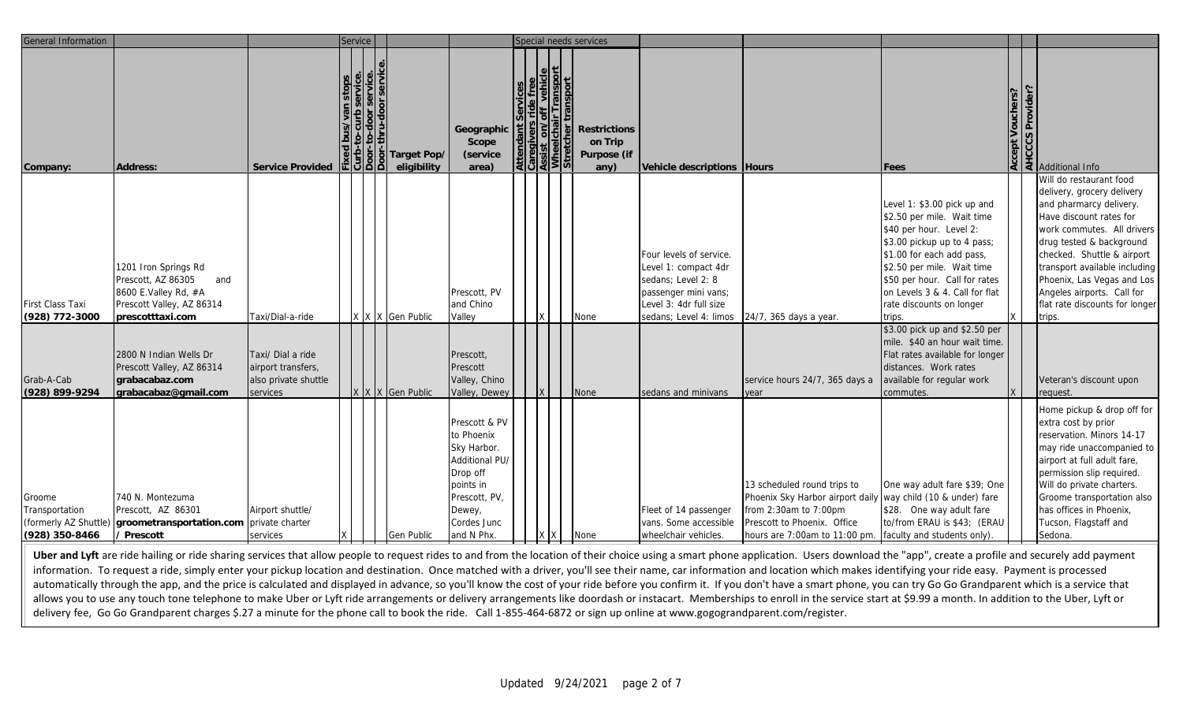| General Information | | | Service | | | | | | Special needs services | | | | | | | | | | |
|---|---|---|---|---|---|---|---|---|---|---|---|---|---|---|---|---|---|---|---|
| Company: | Address: | Service Provided | Fixed bus/van stops | Curb-to-curb service. | Door-to-door service. | Door-thru-door service. | Target Pop/ eligibility | Geographic Scope (service area) | Attendant Services | Caregivers ride free | Assist on/off vehicle | Wheelchair Transport | Stretcher transport | Restrictions on Trip Purpose (if any) | Vehicle descriptions | Hours | Fees | Accept Vouchers? | AHCCCS Provider? | Additional Info |
| First Class Taxi **(928) 772-3000** | 1201 Iron Springs Rd Prescott, AZ 86305 and 8600 E.Valley Rd, #A Prescott Valley, AZ 86314 **prescottaxi.com** | Taxi/Dial-a-ride | | X | X | X | Gen Public | Prescott, PV and Chino Valley | | | X | | | None | Four levels of service. Level 1: compact 4dr sedans; Level 2: 8 passenger mini vans; Level 3: 4dr full size sedans; Level 4: limos | 24/7, 365 days a year. | Level 1: $3.00 pick up and $2.50 per mile. Wait time $40 per hour. Level 2: $3.00 pickup up to 4 pass; $1.00 for each add pass, $2.50 per mile. Wait time $50 per hour. Call for rates on Levels 3 & 4. Call for flat rate discounts on longer trips. | X | | Will do restaurant food delivery, grocery delivery and pharmarcy delivery. Have discount rates for work commutes. All drivers drug tested & background checked. Shuttle & airport transport available including Phoenix, Las Vegas and Los Angeles airports. Call for flat rate discounts for longer trips. |
| Grab-A-Cab **(928) 899-9294** | 2800 N Indian Wells Dr Prescott Valley, AZ 86314 **grabacabaz.com** **grabacabaz@gmail.com** | Taxi/ Dial a ride airport transfers, also private shuttle services | | X | X | X | Gen Public | Prescott, Prescott Valley, Chino Valley, Dewey | | | X | | | None | sedans and minivans | service hours 24/7, 365 days a year | $3.00 pick up and $2.50 per mile. $40 an hour wait time. Flat rates available for longer distances. Work rates available for regular work commutes. | X | | Veteran's discount upon request. |
| Groome Transportation (formerly AZ Shuttle) **(928) 350-8466** | 740 N. Montezuma Prescott, AZ 86301 **groometransportation.com / Prescott** | Airport shuttle/ private charter services | X | | | | Gen Public | Prescott & PV to Phoenix Sky Harbor. Additional PU/ Drop off points in Prescott, PV, Dewey, Cordes Junc and N Phx. | | | X | X | | None | Fleet of 14 passenger vans. Some accessible wheelchair vehicles. | 13 scheduled round trips to Phoenix Sky Harbor airport daily from 2:30am to 7:00pm Prescott to Phoenix. Office hours are 7:00am to 11:00 pm. | One way adult fare $39; One way child (10 & under) fare $28. One way adult fare to/from ERAU is $43; (ERAU faculty and students only). | | | Home pickup & drop off for extra cost by prior reservation. Minors 14-17 may ride unaccompanied to airport at full adult fare, permission slip required. Will do private charters. Groome transportation also has offices in Phoenix, Tucson, Flagstaff and Sedona. |

**Uber and Lyft** are ride hailing or ride sharing services that allow people to request rides to and from the location of their choice using a smart phone application. Users download the "app", create a profile and securely add payment information. To request a ride, simply enter your pickup location and destination. Once matched with a driver, you'll see their name, car information and location which makes identifying your ride easy. Payment is processed automatically through the app, and the price is calculated and displayed in advance, so you'll know the cost of your ride before you confirm it. If you don't have a smart phone, you can try Go Go Grandparent which is a service that allows you to use any touch tone telephone to make Uber or Lyft ride arrangements or delivery arrangements like doordash or instacart. Memberships to enroll in the service start at $9.99 a month. In addition to the Uber, Lyft or delivery fee, Go Go Grandparent charges $.27 a minute for the phone call to book the ride. Call 1-855-464-6872 or sign up online at www.gogograndparent.com/register.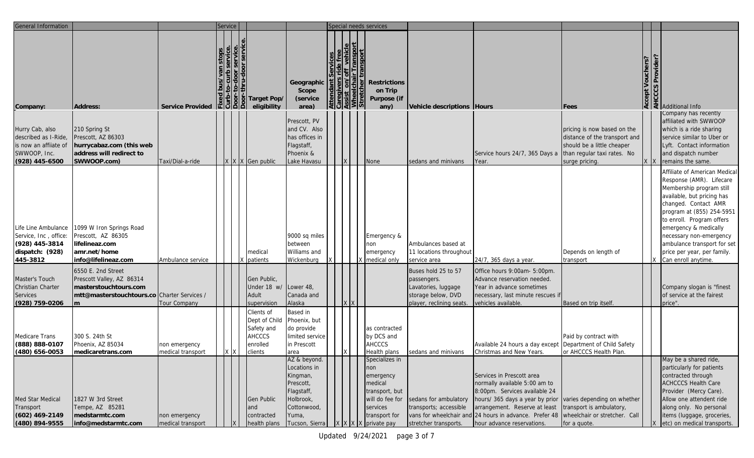| General Information | | | Service | | | | | | Special needs services | | | | | | | | | | | |
|---|---|---|---|---|---|---|---|---|---|---|---|---|---|---|---|---|---|---|---|---|
| Company: | Address: | Service Provided | Fixed bus/ van stops | Curb-to-curb service. | Door-to-door service. | Door-thru-door service. | Target Pop/ eligibility | Geographic Scope (service area) | Attendant Services | Caregivers ride free | Assist on/off vehicle | Wheelchair Transport | Stretcher transport | Restrictions on Trip Purpose (if any) | Vehicle descriptions | Hours | Fees | Accept Vouchers? | AHCCCS Provider? | Additional Info |
| Hurry Cab, also described as I-Ride, is now an affiiate of SWWOOP, Inc. **(928) 445-6500** | 210 Spring St Prescott, AZ 86303 **hurrycabaz.com (this web address will redirect to SWWOOP.com)** | Taxi/Dial-a-ride | | X | X | X | Gen public | Prescott, PV and CV. Also has offices in Flagstaff, Phoenix & Lake Havasu | | | X | | | None | sedans and minivans | Service hours 24/7, 365 Days a Year. | pricing is now based on the distance of the transport and should be a little cheaper than regular taxi rates. No surge pricing. | X | X | Company has recently affiliated with SWWOOP which is a ride sharing service similar to Uber or Lyft. Contact information and dispatch number remains the same. |
| Life Line Ambulance Service, Inc , office: **(928) 445-3814 dispatch: (928) 445-3812** | 1099 W Iron Springs Road Prescott, AZ 86305 **lifelineaz.com amr.net/home info@lifelineaz.com** | Ambulance service | | | | X | medical patients | 9000 sq miles between Williams and Wickenburg | X | | | | X | Emergency & non emergency medical only | Ambulances based at 11 locations throughout service area | 24/7, 365 days a year. | Depends on length of transport | | X | Affiliate of American Medical Response (AMR). Lifecare Membership program still available, but pricing has changed. Contact AMR program at (855) 254-5951 to enroll. Program offers emergency & medically necessary non-emergency ambulance transport for set price per year, per family. Can enroll anytime. |
| Master's Touch Christian Charter Services **(928) 759-0206** | 6550 E. 2nd Street Prescott Valley, AZ 86314 **masterstouchtours.com mtt@masterstouchtours.com** | Charter Services / Tour Company | | | | | Gen Public, Under 18 w/ Adult supervision | Lower 48, Canada and Alaska | | | X | X | | | Buses hold 25 to 57 passengers. Lavatories, luggage storage below, DVD player, reclining seats. | Office hours 9:00am- 5:00pm. Advance reservation needed. Year in advance sometimes necessary, last minute rescues if vehicles available. | Based on trip itself. | | | Company slogan is "finest of service at the fairest price". |
| Medicare Trans **(888) 888-0107 (480) 656-0053** | 300 S. 24th St Phoenix, AZ 85034 **medicaretrans.com** | non emergency medical transport | | X | X | | Clients of Dept of Child Safety and AHCCCS enrolled clients | Based in Phoenix, but do provide limited service in Prescott area | | | X | | | as contracted by DCS and AHCCCS Health plans | sedans and minivans | Available 24 hours a day except Christmas and New Years. | Paid by contract with Department of Child Safety or AHCCCS Health Plan. | | | |
| Med Star Medical Transport **(602) 469-2149 (480) 894-9555** | 1827 W 3rd Street Tempe, AZ 85281 **medstarmtc.com info@medstarmtc.com** | non emergency medical transport | | | X | | Gen Public and contracted health plans | AZ & beyond. Locations in Kingman, Prescott, Flagstaff, Holbrook, Cottonwood, Yuma, Tucson, Sierra | | X | X | X | X | Specializes in non emergency medical transport, but will do fee for services transport for private pay | sedans for ambulatory transports; accessible vans for wheelchair and stretcher transports. | Services in Prescott area normally available 5:00 am to 8:00pm. Services available 24 hours/ 365 days a year by prior arrangement. Reserve at least 24 hours in advance. Prefer 48 hour advance reservations. | varies depending on whether transport is ambulatory, wheelchair or stretcher. Call for a quote. | | X | May be a shared ride, particularly for patients contracted through ACHCCCS Health Care Provider (Mercy Care). Allow one attendent ride along only. No personal items (luggage, groceries, etc) on medical transports. |

Updated 9/24/2021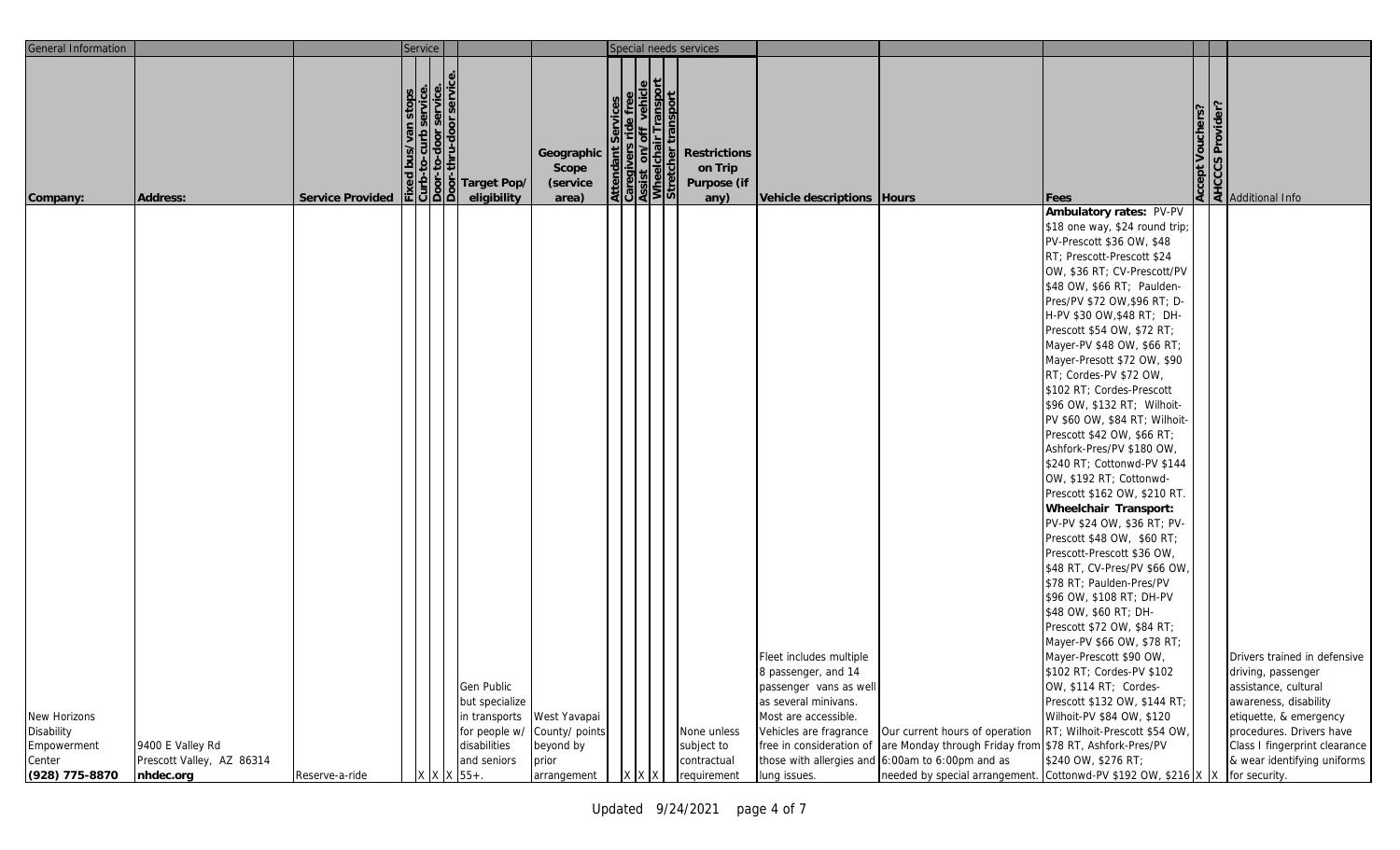| General Information | | | Service | | | | | | Special needs services | | | | | | | | | | | | |
|---|---|---|---|---|---|---|---|---|---|---|---|---|---|---|---|---|---|---|---|---|---|
| Company: | Address: | Service Provided | Fixed bus/ van stops | Curb-to-curb service. | Door-to-door service. | Door-thru-door service. | Target Pop/ eligibility | Geographic Scope (service area) | Attendant Services | Caregivers ride free | Assist on/off vehicle | Wheelchair Transport | Stretcher transport | Restrictions on Trip Purpose (if any) | Vehicle descriptions | Hours | Fees | Accept Vouchers? | AHCCCS Provider? | Additional Info |
| New Horizons Disability Empowerment Center (928) 775-8870 | 9400 E Valley Rd Prescott Valley, AZ 86314 nhdec.org | Reserve-a-ride | | X | X | X | Gen Public but specialize in transports for people w/ disabilities and seniors 55+. | West Yavapai County/ points beyond by prior arrangement | | X | X | X | | None unless subject to contractual requirement | Fleet includes multiple 8 passenger, and 14 passenger vans as well as several minivans. Most are accessible. Vehicles are fragrance free in consideration of those with allergies and lung issues. | Our current hours of operation are Monday through Friday from 6:00am to 6:00pm and as needed by special arrangement. | **Ambulatory rates:** PV-PV $18 one way, $24 round trip; PV-Prescott $36 OW, $48 RT; Prescott-Prescott $24 OW, $36 RT; CV-Prescott/PV $48 OW, $66 RT; Paulden-Pres/PV $72 OW,$96 RT; D-H-PV $30 OW,$48 RT; DH-Prescott $54 OW, $72 RT; Mayer-PV $48 OW, $66 RT; Mayer-Presott $72 OW, $90 RT; Cordes-PV $72 OW, $102 RT; Cordes-Prescott $96 OW, $132 RT; Wilhoit-PV $60 OW, $84 RT; Wilhoit-Prescott $42 OW, $66 RT; Ashfork-Pres/PV $180 OW, $240 RT; Cottonwd-PV $144 OW, $192 RT; Cottonwd-Prescott $162 OW, $210 RT. **Wheelchair Transport:** PV-PV $24 OW, $36 RT; PV-Prescott $48 OW, $60 RT; Prescott-Prescott $36 OW, $48 RT, CV-Pres/PV $66 OW, $78 RT; Paulden-Pres/PV $96 OW, $108 RT; DH-PV $48 OW, $60 RT; DH-Prescott $72 OW, $84 RT; Mayer-PV $66 OW, $78 RT; Mayer-Prescott $90 OW, $102 RT; Cordes-PV $102 OW, $114 RT; Cordes-Prescott $132 OW, $144 RT; Wilhoit-PV $84 OW, $120 RT; Wilhoit-Prescott $54 OW, $78 RT, Ashfork-Pres/PV $240 OW, $276 RT; Cottonwd-PV $192 OW, $216 | X | X | Drivers trained in defensive driving, passenger assistance, cultural awareness, disability etiquette, & emergency procedures. Drivers have Class I fingerprint clearance & wear identifying uniforms for security. |

Updated 9/24/2021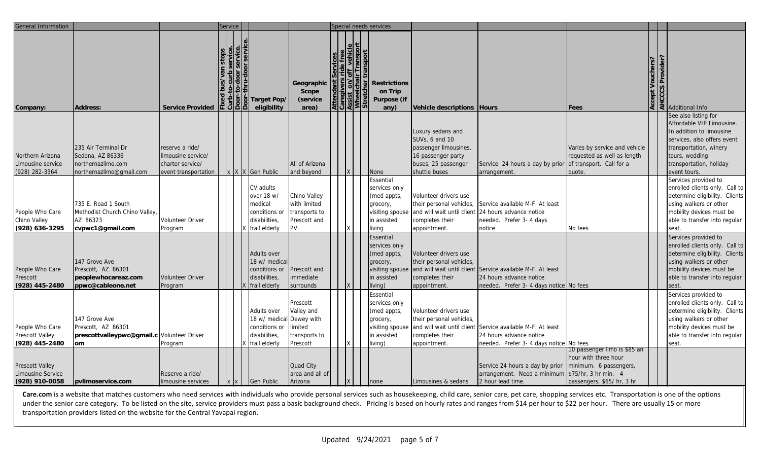| General Information | | | Service | | | | | | Special needs services | | | | | | | | | | |
|---|---|---|---|---|---|---|---|---|---|---|---|---|---|---|---|---|---|---|---|
| Company: | Address: | Service Provided | Fixed bus/ van stops | Curb-to-curb service. | Door-to-door service. | Door-thru-door service. | Target Pop/ eligibility | Geographic Scope (service area) | Attendant Services | Caregivers ride free | Assist on/off vehicle | Wheelchair Transport | Stretcher transport | Restrictions on Trip Purpose (if any) | Vehicle descriptions | Hours | Fees | Accept Vouchers? | AHCCCS Provider? | Additional Info |
| Northern Arizona Limousine service (928) 282-3364 | 235 Air Terminal Dr Sedona, AZ 86336 northernazlimo.com northernazlimo@gmail.com | reserve a ride/ limousine service/ charter service/ event transportation | | x | X | X | Gen Public | All of Arizona and beyond | | | X | | | None | Luxury sedans and SUVs, 6 and 10 passenger limousines, 16 passenger party buses, 25 passenger shuttle buses | Service 24 hours a day by prior arrangement. | Varies by service and vehicle requested as well as length of transport. Call for a quote. | | | See also listing for Affordable VIP Limousine. In addition to limousine services, also offers event transportation, winery tours, wedding transportation, holiday event tours. |
| People Who Care Chino Valley **(928) 636-3295** | 735 E. Road 1 South Methodist Church Chino Valley, AZ 86323 **cvpwc1@gmail.com** | Volunteer Driver Program | | | | X | CV adults over 18 w/ medical conditions or disabilities, frail elderly | Chino Valley with limited transports to Prescott and PV | | | X | | | Essential services only (med appts, grocery, visiting spouse in assisted living | Volunteer drivers use their personal vehicles, and will wait until client completes their appointment. | Service available M-F. At least 24 hours advance notice needed. Prefer 3- 4 days notice. | No fees | | | Services provided to enrolled clients only. Call to determine eligibility. Clients using walkers or other mobility devices must be able to transfer into regular seat. |
| People Who Care Prescott **(928) 445-2480** | 147 Grove Ave Prescott, AZ 86301 **peoplewhocareaz.com** **ppwc@cableone.net** | Volunteer Driver Program | | | | X | Adults over 18 w/ medical conditions or disabilities, frail elderly | Prescott and immediate surrounds | | | X | | | Essential services only (med appts, grocery, visiting spouse in assisted living) | Volunteer drivers use their personal vehicles, and will wait until client completes their appointment. | Service available M-F. At least 24 hours advance notice needed. Prefer 3- 4 days notice | No fees | | | Services provided to enrolled clients only. Call to determine eligibility. Clients using walkers or other mobility devices must be able to transfer into regular seat. |
| People Who Care Prescott Valley **(928) 445-2480** | 147 Grove Ave Prescott, AZ 86301 **prescottvalleypwc@gmail.com** | Volunteer Driver Program | | | | X | Adults over 18 w/ medical conditions or disabilities, frail elderly | Prescott Valley and Dewey with limited transports to Prescott | | | X | | | Essential services only (med appts, grocery, visiting spouse in assisted living) | Volunteer drivers use their personal vehicles, and will wait until client completes their appointment. | Service available M-F. At least 24 hours advance notice needed. Prefer 3- 4 days notice | No fees | | | Services provided to enrolled clients only. Call to determine eligibility. Clients using walkers or other mobility devices must be able to transfer into regular seat. |
| Prescott Valley Limousine Service **(928) 910-0058** | **pvlimoservice.com** | Reserve a ride/ limousine services | | x | x | | Gen Public | Quad City area and all of Arizona | | | X | | | none | Limousines & sedans | Service 24 hours a day by prior arrangement. Need a minimum 2 hour lead time. | 10 passenger limo is $85 an hour with three hour minimum. 6 passengers, $75/hr, 3 hr min. 4 passengers, $65/ hr, 3 hr | | | |

**Care.com** is a website that matches customers who need services with individuals who provide personal services such as housekeeping, child care, senior care, pet care, shopping services etc. Transportation is one of the options under the senior care category. To be listed on the site, service providers must pass a basic background check. Pricing is based on hourly rates and ranges from $14 per hour to $22 per hour. There are usually 15 or more transportation providers listed on the website for the Central Yavapai region.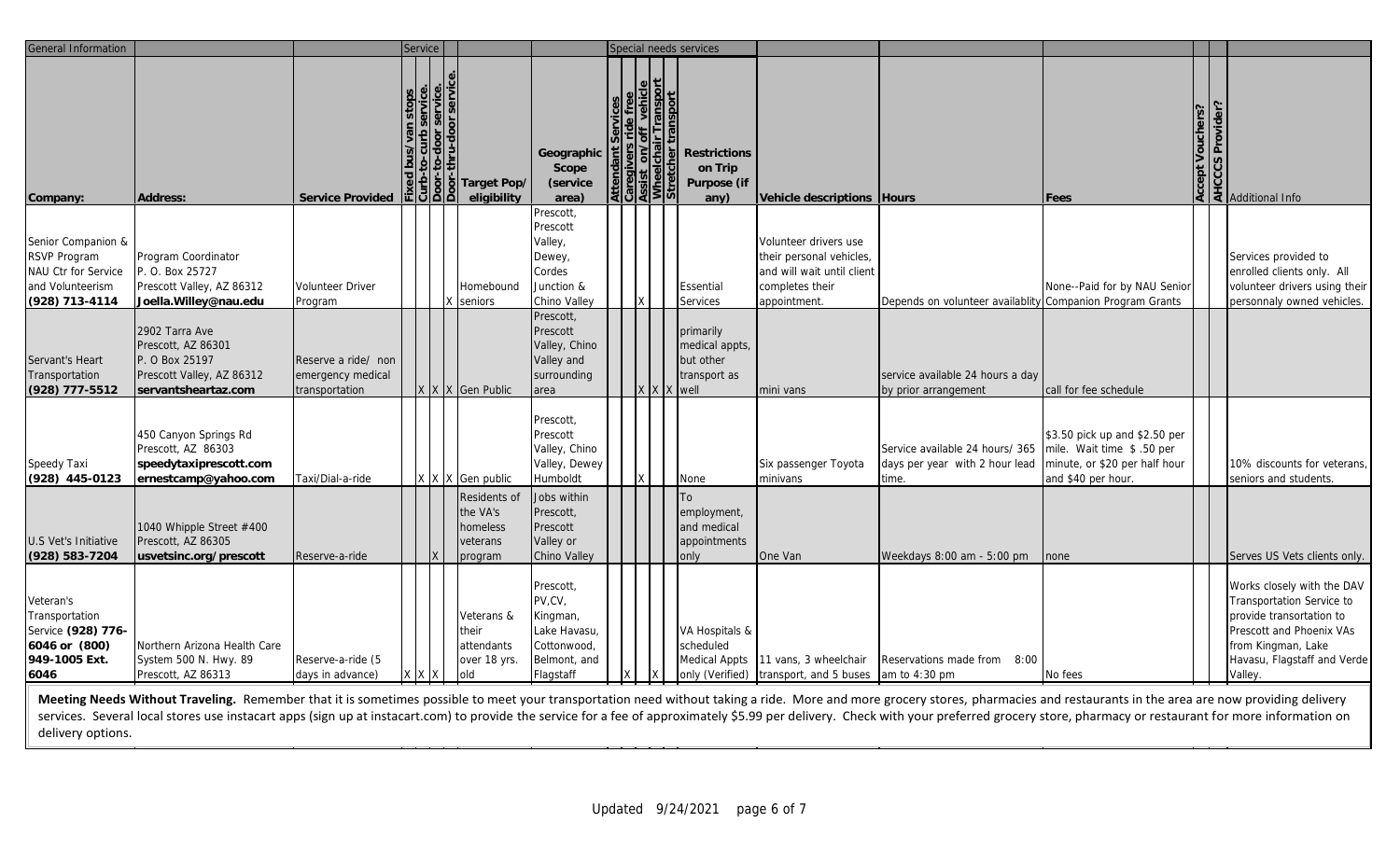| General Information | | | Service | | | | | | Special needs services | | | | | | | | | | | |
|---|---|---|---|---|---|---|---|---|---|---|---|---|---|---|---|---|---|---|---|---|
| Company: | Address: | Service Provided | Fixed bus/ van stops | Curb-to-curb service. | Door-to-door service. | Door-thru-door service. | Target Pop/ eligibility | Geographic Scope (service area) | Attendant Services | Caregivers ride free | Assist on/off vehicle | Wheelchair Transport | Stretcher transport | Restrictions on Trip Purpose (if any) | Vehicle descriptions | Hours | Fees | Accept Vouchers? | AHCCCS Provider? | Additional Info |
| Senior Companion & RSVP Program NAU Ctr for Service and Volunteerism **(928) 713-4114** | Program Coordinator P. O. Box 25727 Prescott Valley, AZ 86312 **Joella.Willey@nau.edu** | Volunteer Driver Program | | | | X | Homebound seniors | Prescott, Prescott Valley, Dewey, Cordes Junction & Chino Valley | | | X | | | Essential Services | Volunteer drivers use their personal vehicles, and will wait until client completes their appointment. | Depends on volunteer availablity | None--Paid for by NAU Senior Companion Program Grants | | | Services provided to enrolled clients only. All volunteer drivers using their personnaly owned vehicles. |
| Servant's Heart Transportation **(928) 777-5512** | 2902 Tarra Ave Prescott, AZ 86301 P. O Box 25197 Prescott Valley, AZ 86312 **servantsheartaz.com** | Reserve a ride/ non emergency medical transportation | | X | X | X | Gen Public | Prescott, Prescott Valley, Chino Valley and surrounding area | | | X | X | X | primarily medical appts, but other transport as well | mini vans | service available 24 hours a day by prior arrangement | call for fee schedule | | | |
| Speedy Taxi **(928) 445-0123** | 450 Canyon Springs Rd Prescott, AZ 86303 **speedytaxiprescott.com** **ernestcamp@yahoo.com** | Taxi/Dial-a-ride | | X | X | X | Gen public | Prescott, Prescott Valley, Chino Valley, Dewey Humboldt | | | X | | | None | Six passenger Toyota minivans | Service available 24 hours/ 365 days per year with 2 hour lead time. | $3.50 pick up and $2.50 per mile. Wait time $ .50 per minute, or $20 per half hour and $40 per hour. | | | 10% discounts for veterans, seniors and students. |
| U.S Vet's Initiative **(928) 583-7204** | 1040 Whipple Street #400 Prescott, AZ 86305 **usvetsinc.org/prescott** | Reserve-a-ride | | | X | | Residents of the VA's homeless veterans program | Jobs within Prescott, Prescott Valley or Chino Valley | | | | | | To employment, and medical appointments only | One Van | Weekdays 8:00 am - 5:00 pm | none | | | Serves US Vets clients only. |
| Veteran's Transportation Service **(928) 776-6046 or (800) 949-1005 Ext. 6046** | Northern Arizona Health Care System 500 N. Hwy. 89 Prescott, AZ 86313 | Reserve-a-ride (5 days in advance) | X | X | X | | Veterans & their attendants over 18 yrs. old | Prescott, PV,CV, Kingman, Lake Havasu, Cottonwood, Belmont, and Flagstaff | X | | X | | | VA Hospitals & scheduled Medical Appts only (Verified) | 11 vans, 3 wheelchair transport, and 5 buses | Reservations made from 8:00 am to 4:30 pm | No fees | | | Works closely with the DAV Transportation Service to provide transortation to Prescott and Phoenix VAs from Kingman, Lake Havasu, Flagstaff and Verde Valley. |

**Meeting Needs Without Traveling.** Remember that it is sometimes possible to meet your transportation need without taking a ride. More and more grocery stores, pharmacies and restaurants in the area are now providing delivery services. Several local stores use instacart apps (sign up at instacart.com) to provide the service for a fee of approximately $5.99 per delivery. Check with your preferred grocery store, pharmacy or restaurant for more information on delivery options.

Updated 9/24/2021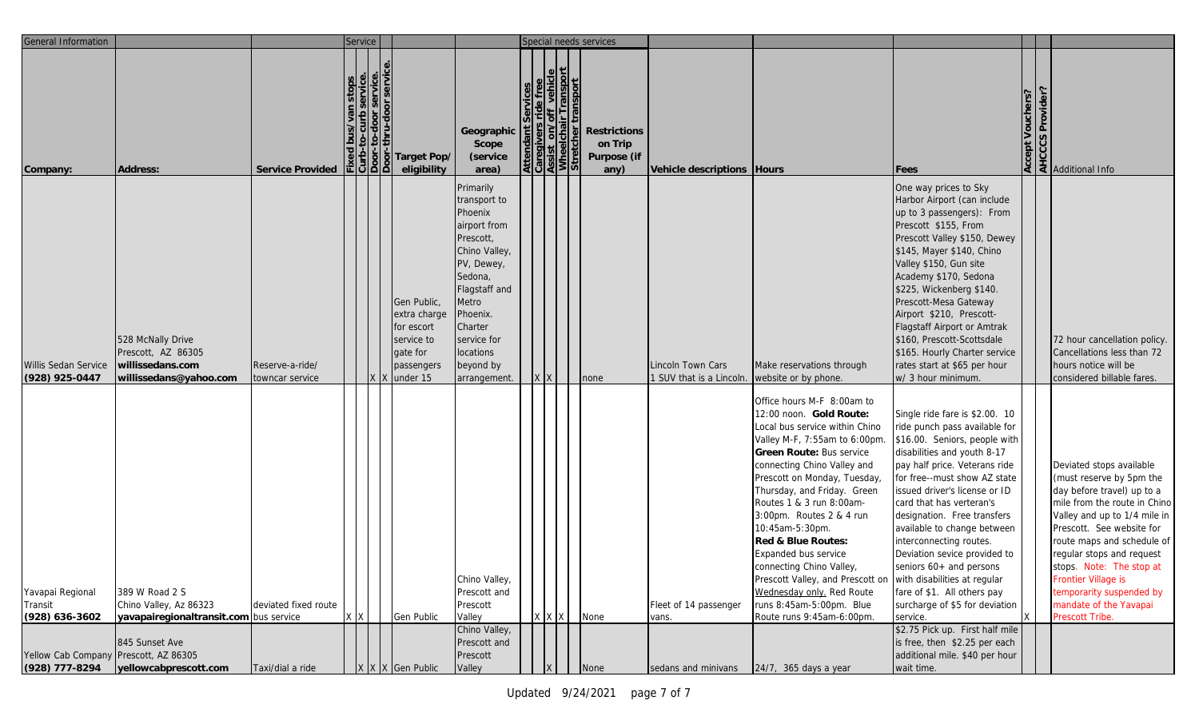| General Information | | | Service | | | | | | Special needs services | | | | | | | | | | | |
|---|---|---|---|---|---|---|---|---|---|---|---|---|---|---|---|---|---|---|---|---|
| Company: | Address: | Service Provided | Fixed bus/ van stops | Curb-to-curb service. | Door-to-door service. | Door-thru-door service. | Target Pop/ eligibility | Geographic Scope (service area) | Attendant Services | Caregivers ride free | Assist on/ off vehicle | Wheelchair Transport | Stretcher transport | Restrictions on Trip Purpose (if any) | Vehicle descriptions | Hours | Fees | Accept Vouchers? | AHCCCS Provider? | Additional Info |
| Willis Sedan Service **(928) 925-0447** | 528 McNally Drive Prescott, AZ 86305 **willissedans.com** **willisedans@yahoo.com** | Reserve-a-ride/ towncar service | | | X | X | Gen Public, extra charge for escort service to gate for passengers under 15 | Primarily transport to Phoenix airport from Prescott, Chino Valley, PV, Dewey, Sedona, Flagstaff and Metro Phoenix. Charter service for locations beyond by arrangement. | | X | X | | | none | Lincoln Town Cars 1 SUV that is a Lincoln. | Make reservations through website or by phone. | One way prices to Sky Harbor Airport (can include up to 3 passengers): From Prescott $155, From Prescott Valley $150, Dewey $145, Mayer $140, Chino Valley $150, Gun site Academy $170, Sedona $225, Wickenberg $140. Prescott-Mesa Gateway Airport $210, Prescott-Flagstaff Airport or Amtrak $160, Prescott-Scottsdale $165. Hourly Charter service rates start at $65 per hour w/ 3 hour minimum. | | | 72 hour cancellation policy. Cancellations less than 72 hours notice will be considered billable fares. |
| Yavapai Regional Transit **(928) 636-3602** | 389 W Road 2 S Chino Valley, Az 86323 **yavapairegionaltransit.com** | deviated fixed route bus service | X | X | | | Gen Public | Chino Valley, Prescott and Prescott Valley | | X | X | X | | None | Fleet of 14 passenger vans. | Office hours M-F 8:00am to 12:00 noon. **Gold Route:** Local bus service within Chino Valley M-F, 7:55am to 6:00pm. **Green Route:** Bus service connecting Chino Valley and Prescott on Monday, Tuesday, Thursday, and Friday. Green Routes 1 & 3 run 8:00am-3:00pm. Routes 2 & 4 run 10:45am-5:30pm. **Red & Blue Routes:** Expanded bus service connecting Chino Valley, Prescott Valley, and Prescott on Wednesday only. Red Route runs 8:45am-5:00pm. Blue Route runs 9:45am-6:00pm. | Single ride fare is $2.00. 10 ride punch pass available for $16.00. Seniors, people with disabilities and youth 8-17 pay half price. Veterans ride for free--must show AZ state issued driver's license or ID card that has verteran's designation. Free transfers available to change between interconnecting routes. Deviation sevice provided to seniors 60+ and persons with disabilities at regular fare of $1. All others pay surcharge of $5 for deviation service. | X | | Deviated stops available (must reserve by 5pm the day before travel) up to a mile from the route in Chino Valley and up to 1/4 mile in Prescott. See website for route maps and schedule of regular stops and request stops. Note: The stop at Frontier Village is temporarity suspended by mandate of the Yavapai Prescott Tribe. |
| Yellow Cab Company **(928) 777-8294** | 845 Sunset Ave Prescott, AZ 86305 **yellowcabprescott.com** | Taxi/dial a ride | | X | X | X | Gen Public | Chino Valley, Prescott and Prescott Valley | | | X | | | None | sedans and minivans | 24/7, 365 days a year | $2.75 Pick up. First half mile is free, then $2.25 per each additional mile. $40 per hour wait time. | | | |

Updated 9/24/2021